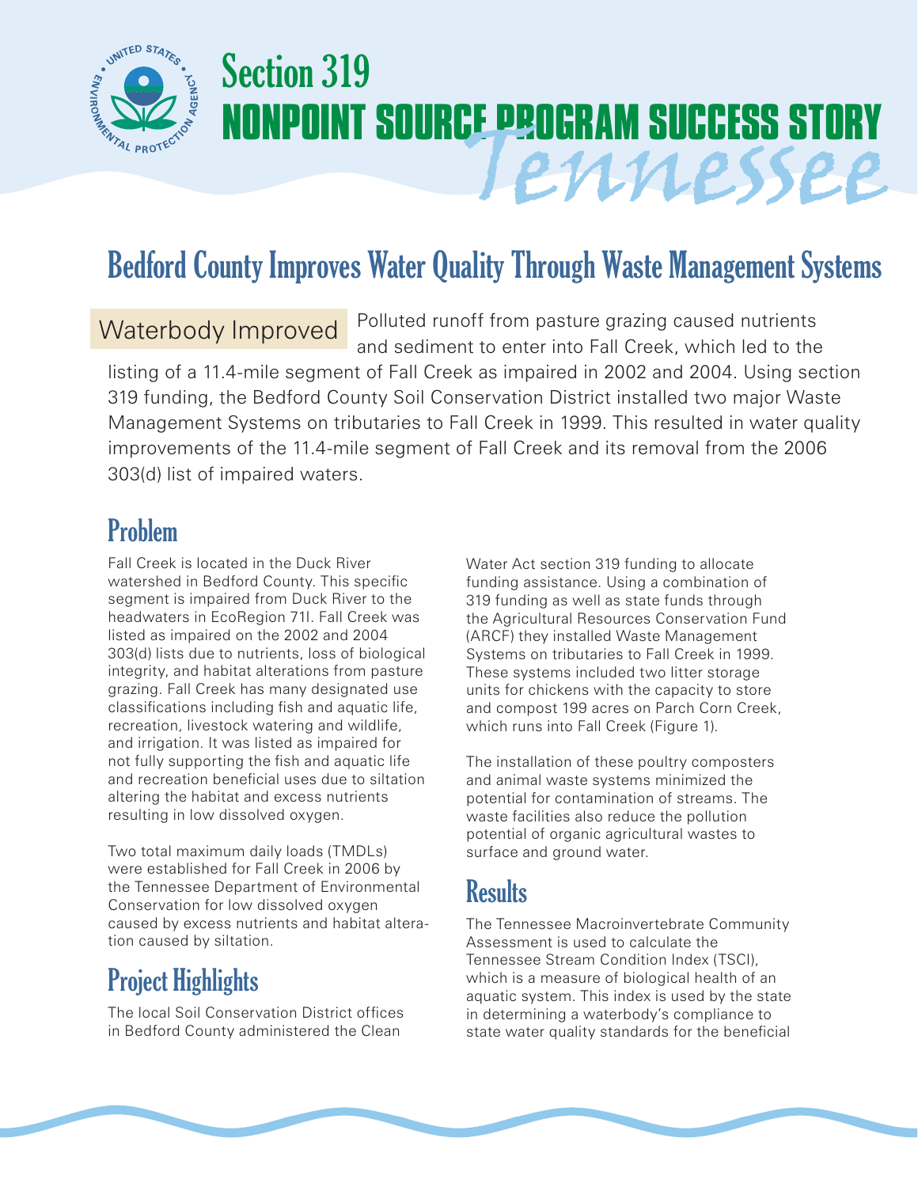# Section 319 NONPOINT SOURCE PROGRAM SUCCESS STORY

# Tennessee

## Bedford County Improves Water Quality Through Waste Management Systems

**Waterbody Improved** Polluted runoff from pasture grazing caused nutrients and sediment to enter into Fall Creek, which led to the listing of a 11.4-mile segment of Fall Creek as impaired in 2002 and 2004. Using section 319 funding, the Bedford County Soil Conservation District installed two major Waste Management Systems on tributaries to Fall Creek in 1999. This resulted in water quality improvements of the 11.4-mile segment of Fall Creek and its removal from the 2006 303(d) list of impaired waters.

## Problem

Fall Creek is located in the Duck River watershed in Bedford County. This specific segment is impaired from Duck River to the headwaters in EcoRegion 71I. Fall Creek was listed as impaired on the 2002 and 2004 303(d) lists due to nutrients, loss of biological integrity, and habitat alterations from pasture grazing. Fall Creek has many designated use classifications including fish and aquatic life, recreation, livestock watering and wildlife, and irrigation. It was listed as impaired for not fully supporting the fish and aquatic life and recreation beneficial uses due to siltation altering the habitat and excess nutrients resulting in low dissolved oxygen.

Two total maximum daily loads (TMDLs) were established for Fall Creek in 2006 by the Tennessee Department of Environmental Conservation for low dissolved oxygen caused by excess nutrients and habitat alteration caused by siltation.

## Project Highlights

The local Soil Conservation District offices in Bedford County administered the Clean Water Act section 319 funding to allocate funding assistance. Using a combination of 319 funding as well as state funds through the Agricultural Resources Conservation Fund (ARCF) they installed Waste Management Systems on tributaries to Fall Creek in 1999. These systems included two litter storage units for chickens with the capacity to store and compost 199 acres on Parch Corn Creek, which runs into Fall Creek (Figure 1).

The installation of these poultry composters and animal waste systems minimized the potential for contamination of streams. The waste facilities also reduce the pollution potential of organic agricultural wastes to surface and ground water.

## Results

The Tennessee Macroinvertebrate Community Assessment is used to calculate the Tennessee Stream Condition Index (TSCI), which is a measure of biological health of an aquatic system. This index is used by the state in determining a waterbody's compliance to state water quality standards for the beneficial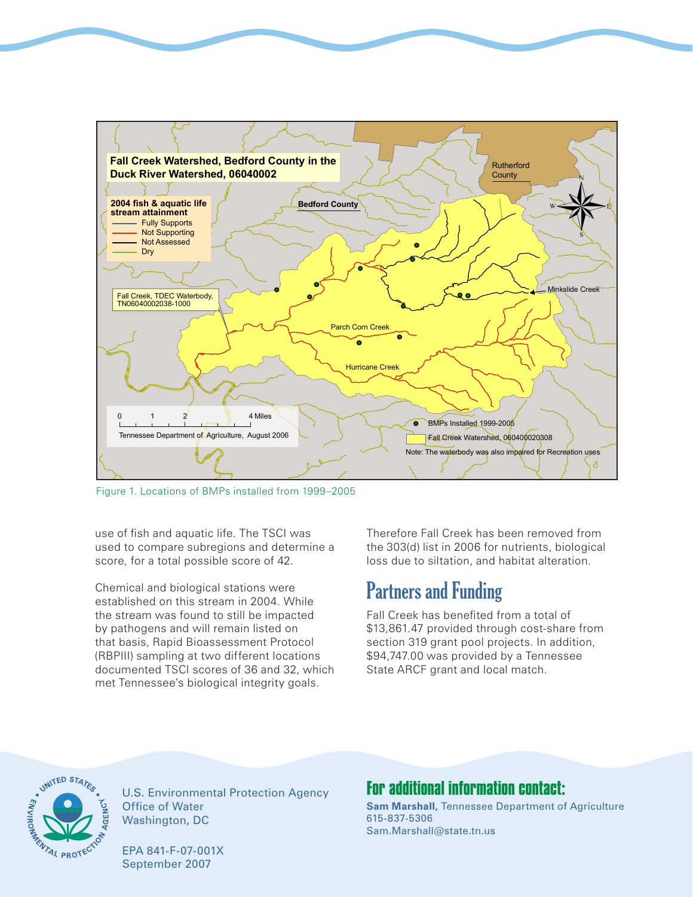Fall Creek Watershed, Bedford County in the Duck River Watershed, 06040002

2004 fish & aquatic life stream attainment
Fully Supports
Not Supporting
Not Assessed
Dry

Rutherford County
Bedford County
Fall Creek, TDEC Waterbody, TN06040002038-1000
Minkslide Creek
Parch Corn Creek
Hurricane Creek

0 1 2 4 Miles
Tennessee Department of Agriculture, August 2006

BMPs Installed 1999-2005
Fall Creek Watershed, 060400020308
Note: The waterbody was also impaired for Recreation uses

Figure 1. Locations of BMPs installed from 1999–2005

use of fish and aquatic life. The TSCI was used to compare subregions and determine a score, for a total possible score of 42.

Chemical and biological stations were established on this stream in 2004. While the stream was found to still be impacted by pathogens and will remain listed on that basis, Rapid Bioassessment Protocol (RBPIII) sampling at two different locations documented TSCI scores of 36 and 32, which met Tennessee's biological integrity goals.

Therefore Fall Creek has been removed from the 303(d) list in 2006 for nutrients, biological loss due to siltation, and habitat alteration.

## Partners and Funding

Fall Creek has benefited from a total of $13,861.47 provided through cost-share from section 319 grant pool projects. In addition, $94,747.00 was provided by a Tennessee State ARCF grant and local match.

U.S. Environmental Protection Agency
Office of Water
Washington, DC

EPA 841-F-07-001X
September 2007

## For additional information contact:

**Sam Marshall,** Tennessee Department of Agriculture
615-837-5306
Sam.Marshall@state.tn.us